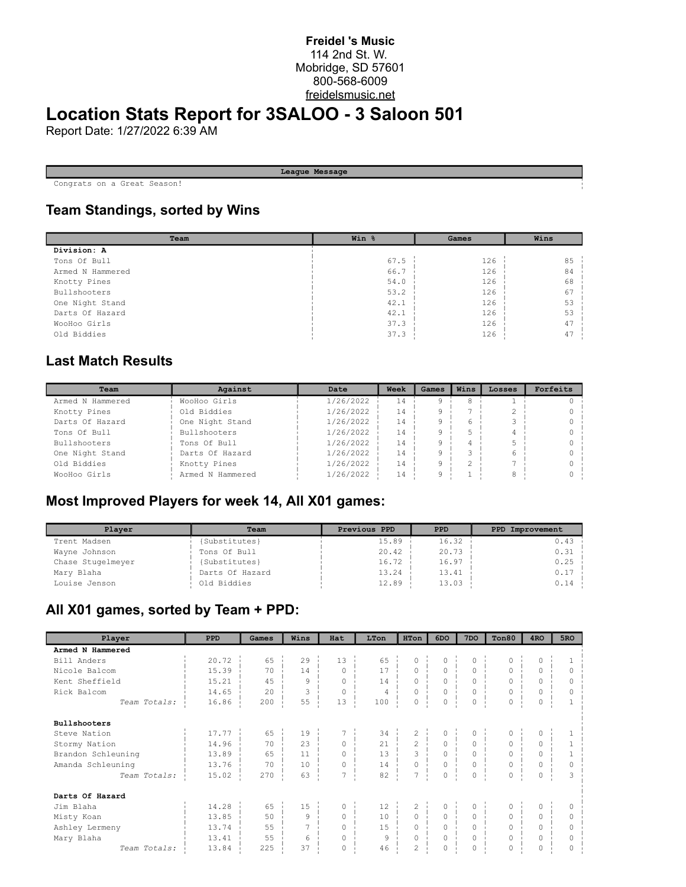**Freidel 's Music**
114 2nd St. W.
Mobridge, SD 57601
800-568-6009
freidelsmusic.net

# Location Stats Report for 3SALOO - 3 Saloon 501

Report Date: 1/27/2022 6:39 AM

| League Message |
|---|
| Congrats on a Great Season! |

## Team Standings, sorted by Wins

| Team | Win % | Games | Wins |
|---|---|---|---|
| **Division: A** | | | |
| Tons Of Bull | 67.5 | 126 | 85 |
| Armed N Hammered | 66.7 | 126 | 84 |
| Knotty Pines | 54.0 | 126 | 68 |
| Bullshooters | 53.2 | 126 | 67 |
| One Night Stand | 42.1 | 126 | 53 |
| Darts Of Hazard | 42.1 | 126 | 53 |
| WooHoo Girls | 37.3 | 126 | 47 |
| Old Biddies | 37.3 | 126 | 47 |

## Last Match Results

| Team | Against | Date | Week | Games | Wins | Losses | Forfeits |
|---|---|---|---|---|---|---|---|
| Armed N Hammered | WooHoo Girls | 1/26/2022 | 14 | 9 | 8 | 1 | 0 |
| Knotty Pines | Old Biddies | 1/26/2022 | 14 | 9 | 7 | 2 | 0 |
| Darts Of Hazard | One Night Stand | 1/26/2022 | 14 | 9 | 6 | 3 | 0 |
| Tons Of Bull | Bullshooters | 1/26/2022 | 14 | 9 | 5 | 4 | 0 |
| Bullshooters | Tons Of Bull | 1/26/2022 | 14 | 9 | 4 | 5 | 0 |
| One Night Stand | Darts Of Hazard | 1/26/2022 | 14 | 9 | 3 | 6 | 0 |
| Old Biddies | Knotty Pines | 1/26/2022 | 14 | 9 | 2 | 7 | 0 |
| WooHoo Girls | Armed N Hammered | 1/26/2022 | 14 | 9 | 1 | 8 | 0 |

## Most Improved Players for week 14, All X01 games:

| Player | Team | Previous PPD | PPD | PPD Improvement |
|---|---|---|---|---|
| Trent Madsen | {Substitutes} | 15.89 | 16.32 | 0.43 |
| Wayne Johnson | Tons Of Bull | 20.42 | 20.73 | 0.31 |
| Chase Stugelmeyer | {Substitutes} | 16.72 | 16.97 | 0.25 |
| Mary Blaha | Darts Of Hazard | 13.24 | 13.41 | 0.17 |
| Louise Jenson | Old Biddies | 12.89 | 13.03 | 0.14 |

## All X01 games, sorted by Team + PPD:

| Player | PPD | Games | Wins | Hat | LTon | HTon | 6DO | 7DO | Ton80 | 4RO | 5RO |
|---|---|---|---|---|---|---|---|---|---|---|---|
| **Armed N Hammered** | | | | | | | | | | | |
| Bill Anders | 20.72 | 65 | 29 | 13 | 65 | 0 | 0 | 0 | 0 | 0 | 1 |
| Nicole Balcom | 15.39 | 70 | 14 | 0 | 17 | 0 | 0 | 0 | 0 | 0 | 0 |
| Kent Sheffield | 15.21 | 45 | 9 | 0 | 14 | 0 | 0 | 0 | 0 | 0 | 0 |
| Rick Balcom | 14.65 | 20 | 3 | 0 | 4 | 0 | 0 | 0 | 0 | 0 | 0 |
| *Team Totals:* | 16.86 | 200 | 55 | 13 | 100 | 0 | 0 | 0 | 0 | 0 | 1 |
| **Bullshooters** | | | | | | | | | | | |
| Steve Nation | 17.77 | 65 | 19 | 7 | 34 | 2 | 0 | 0 | 0 | 0 | 1 |
| Stormy Nation | 14.96 | 70 | 23 | 0 | 21 | 2 | 0 | 0 | 0 | 0 | 1 |
| Brandon Schleuning | 13.89 | 65 | 11 | 0 | 13 | 3 | 0 | 0 | 0 | 0 | 1 |
| Amanda Schleuning | 13.76 | 70 | 10 | 0 | 14 | 0 | 0 | 0 | 0 | 0 | 0 |
| *Team Totals:* | 15.02 | 270 | 63 | 7 | 82 | 7 | 0 | 0 | 0 | 0 | 3 |
| **Darts Of Hazard** | | | | | | | | | | | |
| Jim Blaha | 14.28 | 65 | 15 | 0 | 12 | 2 | 0 | 0 | 0 | 0 | 0 |
| Misty Koan | 13.85 | 50 | 9 | 0 | 10 | 0 | 0 | 0 | 0 | 0 | 0 |
| Ashley Lermeny | 13.74 | 55 | 7 | 0 | 15 | 0 | 0 | 0 | 0 | 0 | 0 |
| Mary Blaha | 13.41 | 55 | 6 | 0 | 9 | 0 | 0 | 0 | 0 | 0 | 0 |
| *Team Totals:* | 13.84 | 225 | 37 | 0 | 46 | 2 | 0 | 0 | 0 | 0 | 0 |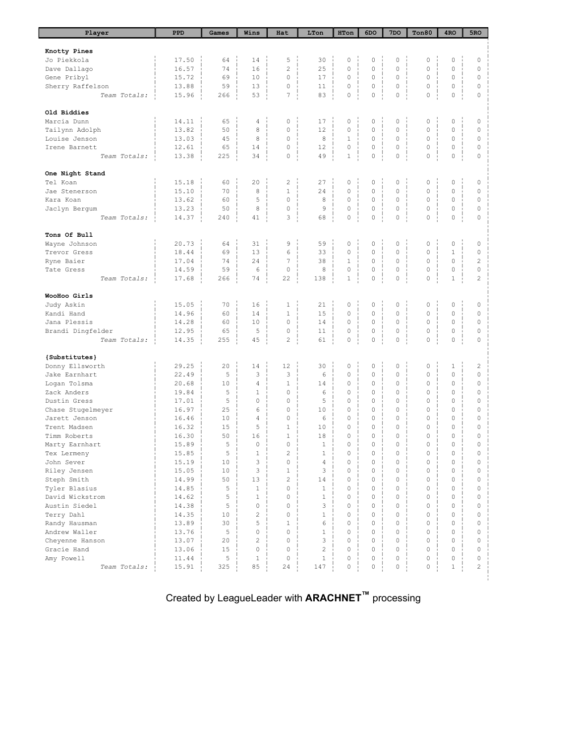| Player | PPD | Games | Wins | Hat | LTon | HTon | 6DO | 7DO | Ton80 | 4RO | 5RO |
|---|---|---|---|---|---|---|---|---|---|---|---|
| **Knotty Pines** | | | | | | | | | | | |
| Jo Piekkola | 17.50 | 64 | 14 | 5 | 30 | 0 | 0 | 0 | 0 | 0 | 0 |
| Dave Dallago | 16.57 | 74 | 16 | 2 | 25 | 0 | 0 | 0 | 0 | 0 | 0 |
| Gene Pribyl | 15.72 | 69 | 10 | 0 | 17 | 0 | 0 | 0 | 0 | 0 | 0 |
| Sherry Raffelson | 13.88 | 59 | 13 | 0 | 11 | 0 | 0 | 0 | 0 | 0 | 0 |
| *Team Totals:* | 15.96 | 266 | 53 | 7 | 83 | 0 | 0 | 0 | 0 | 0 | 0 |
| **Old Biddies** | | | | | | | | | | | |
| Marcia Dunn | 14.11 | 65 | 4 | 0 | 17 | 0 | 0 | 0 | 0 | 0 | 0 |
| Tailynn Adolph | 13.82 | 50 | 8 | 0 | 12 | 0 | 0 | 0 | 0 | 0 | 0 |
| Louise Jenson | 13.03 | 45 | 8 | 0 | 8 | 1 | 0 | 0 | 0 | 0 | 0 |
| Irene Barnett | 12.61 | 65 | 14 | 0 | 12 | 0 | 0 | 0 | 0 | 0 | 0 |
| *Team Totals:* | 13.38 | 225 | 34 | 0 | 49 | 1 | 0 | 0 | 0 | 0 | 0 |
| **One Night Stand** | | | | | | | | | | | |
| Tel Koan | 15.18 | 60 | 20 | 2 | 27 | 0 | 0 | 0 | 0 | 0 | 0 |
| Jae Stenerson | 15.10 | 70 | 8 | 1 | 24 | 0 | 0 | 0 | 0 | 0 | 0 |
| Kara Koan | 13.62 | 60 | 5 | 0 | 8 | 0 | 0 | 0 | 0 | 0 | 0 |
| Jaclyn Bergum | 13.23 | 50 | 8 | 0 | 9 | 0 | 0 | 0 | 0 | 0 | 0 |
| *Team Totals:* | 14.37 | 240 | 41 | 3 | 68 | 0 | 0 | 0 | 0 | 0 | 0 |
| **Tons Of Bull** | | | | | | | | | | | |
| Wayne Johnson | 20.73 | 64 | 31 | 9 | 59 | 0 | 0 | 0 | 0 | 0 | 0 |
| Trevor Gress | 18.44 | 69 | 13 | 6 | 33 | 0 | 0 | 0 | 0 | 1 | 0 |
| Ryne Baier | 17.04 | 74 | 24 | 7 | 38 | 1 | 0 | 0 | 0 | 0 | 2 |
| Tate Gress | 14.59 | 59 | 6 | 0 | 8 | 0 | 0 | 0 | 0 | 0 | 0 |
| *Team Totals:* | 17.68 | 266 | 74 | 22 | 138 | 1 | 0 | 0 | 0 | 1 | 2 |
| **WooHoo Girls** | | | | | | | | | | | |
| Judy Askin | 15.05 | 70 | 16 | 1 | 21 | 0 | 0 | 0 | 0 | 0 | 0 |
| Kandi Hand | 14.96 | 60 | 14 | 1 | 15 | 0 | 0 | 0 | 0 | 0 | 0 |
| Jana Plessis | 14.28 | 60 | 10 | 0 | 14 | 0 | 0 | 0 | 0 | 0 | 0 |
| Brandi Dingfelder | 12.95 | 65 | 5 | 0 | 11 | 0 | 0 | 0 | 0 | 0 | 0 |
| *Team Totals:* | 14.35 | 255 | 45 | 2 | 61 | 0 | 0 | 0 | 0 | 0 | 0 |
| **{Substitutes}** | | | | | | | | | | | |
| Donny Ellsworth | 29.25 | 20 | 14 | 12 | 30 | 0 | 0 | 0 | 0 | 1 | 2 |
| Jake Earnhart | 22.49 | 5 | 3 | 3 | 6 | 0 | 0 | 0 | 0 | 0 | 0 |
| Logan Tolsma | 20.68 | 10 | 4 | 1 | 14 | 0 | 0 | 0 | 0 | 0 | 0 |
| Zack Anders | 19.84 | 5 | 1 | 0 | 6 | 0 | 0 | 0 | 0 | 0 | 0 |
| Dustin Gress | 17.01 | 5 | 0 | 0 | 5 | 0 | 0 | 0 | 0 | 0 | 0 |
| Chase Stugelmeyer | 16.97 | 25 | 6 | 0 | 10 | 0 | 0 | 0 | 0 | 0 | 0 |
| Jarett Jenson | 16.46 | 10 | 4 | 0 | 6 | 0 | 0 | 0 | 0 | 0 | 0 |
| Trent Madsen | 16.32 | 15 | 5 | 1 | 10 | 0 | 0 | 0 | 0 | 0 | 0 |
| Timm Roberts | 16.30 | 50 | 16 | 1 | 18 | 0 | 0 | 0 | 0 | 0 | 0 |
| Marty Earnhart | 15.89 | 5 | 0 | 0 | 1 | 0 | 0 | 0 | 0 | 0 | 0 |
| Tex Lermeny | 15.85 | 5 | 1 | 2 | 1 | 0 | 0 | 0 | 0 | 0 | 0 |
| John Sever | 15.19 | 10 | 3 | 0 | 4 | 0 | 0 | 0 | 0 | 0 | 0 |
| Riley Jensen | 15.05 | 10 | 3 | 1 | 3 | 0 | 0 | 0 | 0 | 0 | 0 |
| Steph Smith | 14.99 | 50 | 13 | 2 | 14 | 0 | 0 | 0 | 0 | 0 | 0 |
| Tyler Blasius | 14.85 | 5 | 1 | 0 | 1 | 0 | 0 | 0 | 0 | 0 | 0 |
| David Wickstrom | 14.62 | 5 | 1 | 0 | 1 | 0 | 0 | 0 | 0 | 0 | 0 |
| Austin Siedel | 14.38 | 5 | 0 | 0 | 3 | 0 | 0 | 0 | 0 | 0 | 0 |
| Terry Dahl | 14.35 | 10 | 2 | 0 | 1 | 0 | 0 | 0 | 0 | 0 | 0 |
| Randy Hausman | 13.89 | 30 | 5 | 1 | 6 | 0 | 0 | 0 | 0 | 0 | 0 |
| Andrew Waller | 13.76 | 5 | 0 | 0 | 1 | 0 | 0 | 0 | 0 | 0 | 0 |
| Cheyenne Hanson | 13.07 | 20 | 2 | 0 | 3 | 0 | 0 | 0 | 0 | 0 | 0 |
| Gracie Hand | 13.06 | 15 | 0 | 0 | 2 | 0 | 0 | 0 | 0 | 0 | 0 |
| Amy Powell | 11.44 | 5 | 1 | 0 | 1 | 0 | 0 | 0 | 0 | 0 | 0 |
| *Team Totals:* | 15.91 | 325 | 85 | 24 | 147 | 0 | 0 | 0 | 0 | 1 | 2 |

Created by LeagueLeader with **ARACHNET™** processing